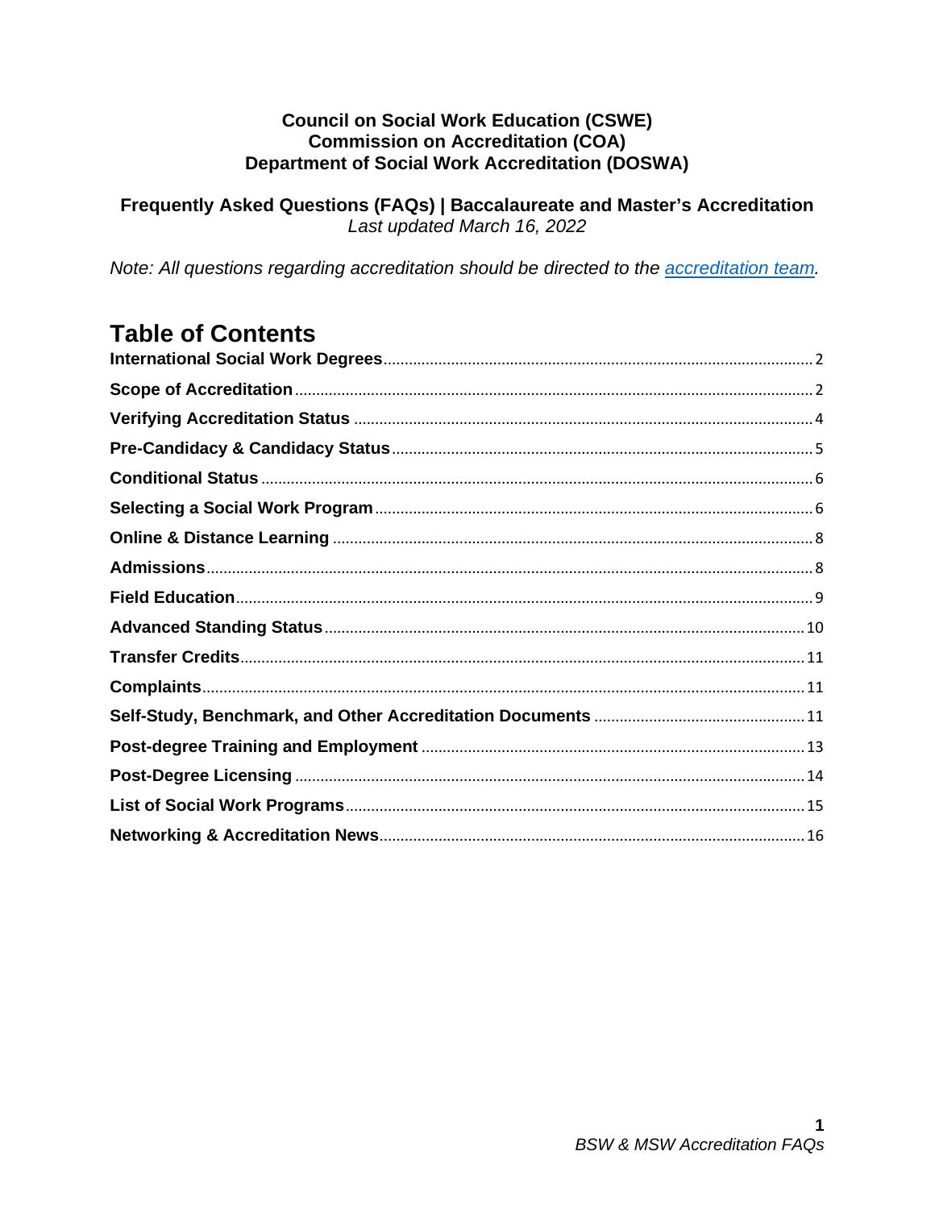**Council on Social Work Education (CSWE)**
**Commission on Accreditation (COA)**
**Department of Social Work Accreditation (DOSWA)**

**Frequently Asked Questions (FAQs) | Baccalaureate and Master's Accreditation**
*Last updated March 16, 2022*

*Note: All questions regarding accreditation should be directed to the accreditation team.*

## Table of Contents

| Section | Page |
| --- | --- |
| **International Social Work Degrees** | 2 |
| **Scope of Accreditation** | 2 |
| **Verifying Accreditation Status** | 4 |
| **Pre-Candidacy & Candidacy Status** | 5 |
| **Conditional Status** | 6 |
| **Selecting a Social Work Program** | 6 |
| **Online & Distance Learning** | 8 |
| **Admissions** | 8 |
| **Field Education** | 9 |
| **Advanced Standing Status** | 10 |
| **Transfer Credits** | 11 |
| **Complaints** | 11 |
| **Self-Study, Benchmark, and Other Accreditation Documents** | 11 |
| **Post-degree Training and Employment** | 13 |
| **Post-Degree Licensing** | 14 |
| **List of Social Work Programs** | 15 |
| **Networking & Accreditation News** | 16 |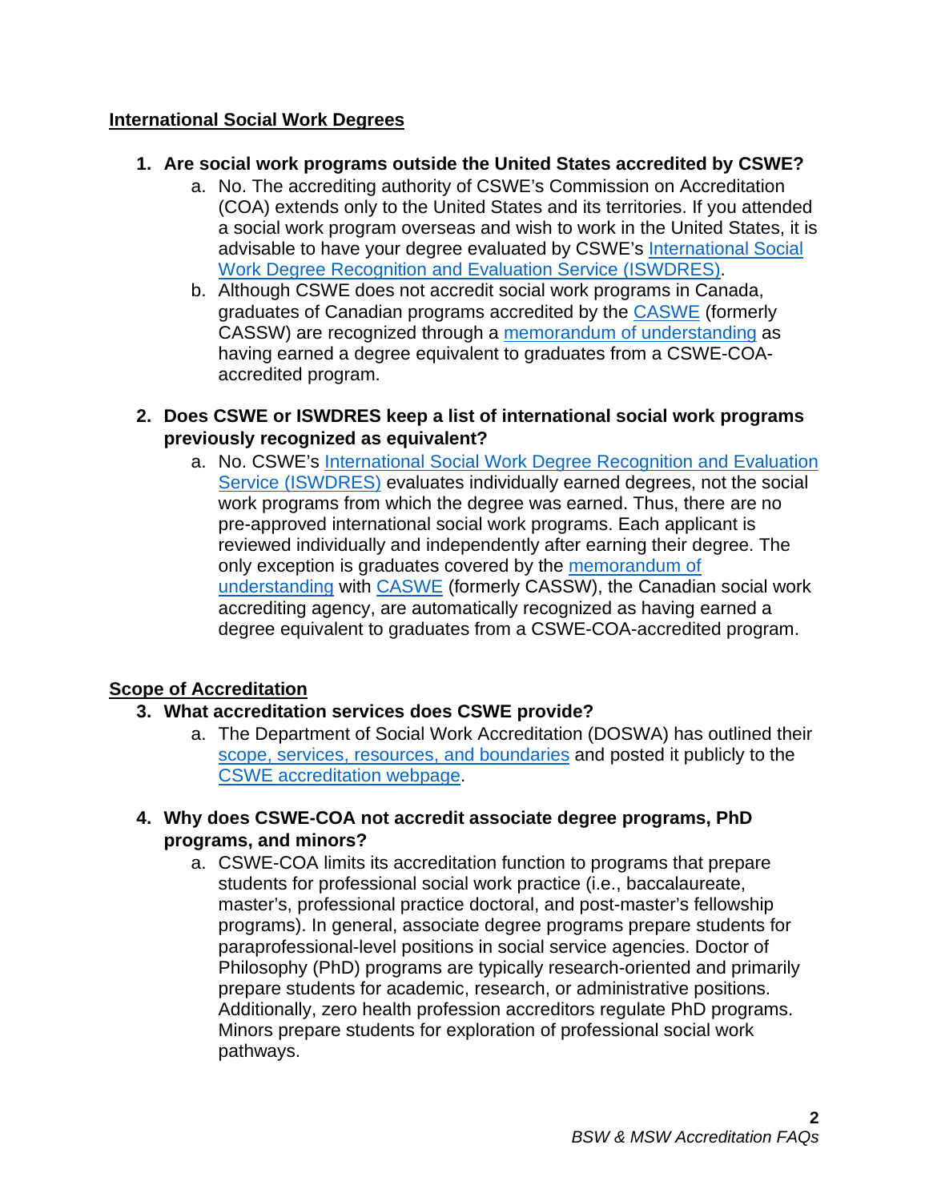## International Social Work Degrees

1. **Are social work programs outside the United States accredited by CSWE?**
    a. No. The accrediting authority of CSWE's Commission on Accreditation (COA) extends only to the United States and its territories. If you attended a social work program overseas and wish to work in the United States, it is advisable to have your degree evaluated by CSWE's International Social Work Degree Recognition and Evaluation Service (ISWDRES).
    b. Although CSWE does not accredit social work programs in Canada, graduates of Canadian programs accredited by the CASWE (formerly CASSW) are recognized through a memorandum of understanding as having earned a degree equivalent to graduates from a CSWE-COA-accredited program.

2. **Does CSWE or ISWDRES keep a list of international social work programs previously recognized as equivalent?**
    a. No. CSWE's International Social Work Degree Recognition and Evaluation Service (ISWDRES) evaluates individually earned degrees, not the social work programs from which the degree was earned. Thus, there are no pre-approved international social work programs. Each applicant is reviewed individually and independently after earning their degree. The only exception is graduates covered by the memorandum of understanding with CASWE (formerly CASSW), the Canadian social work accrediting agency, are automatically recognized as having earned a degree equivalent to graduates from a CSWE-COA-accredited program.

## Scope of Accreditation

3. **What accreditation services does CSWE provide?**
    a. The Department of Social Work Accreditation (DOSWA) has outlined their scope, services, resources, and boundaries and posted it publicly to the CSWE accreditation webpage.

4. **Why does CSWE-COA not accredit associate degree programs, PhD programs, and minors?**
    a. CSWE-COA limits its accreditation function to programs that prepare students for professional social work practice (i.e., baccalaureate, master's, professional practice doctoral, and post-master's fellowship programs). In general, associate degree programs prepare students for paraprofessional-level positions in social service agencies. Doctor of Philosophy (PhD) programs are typically research-oriented and primarily prepare students for academic, research, or administrative positions. Additionally, zero health profession accreditors regulate PhD programs. Minors prepare students for exploration of professional social work pathways.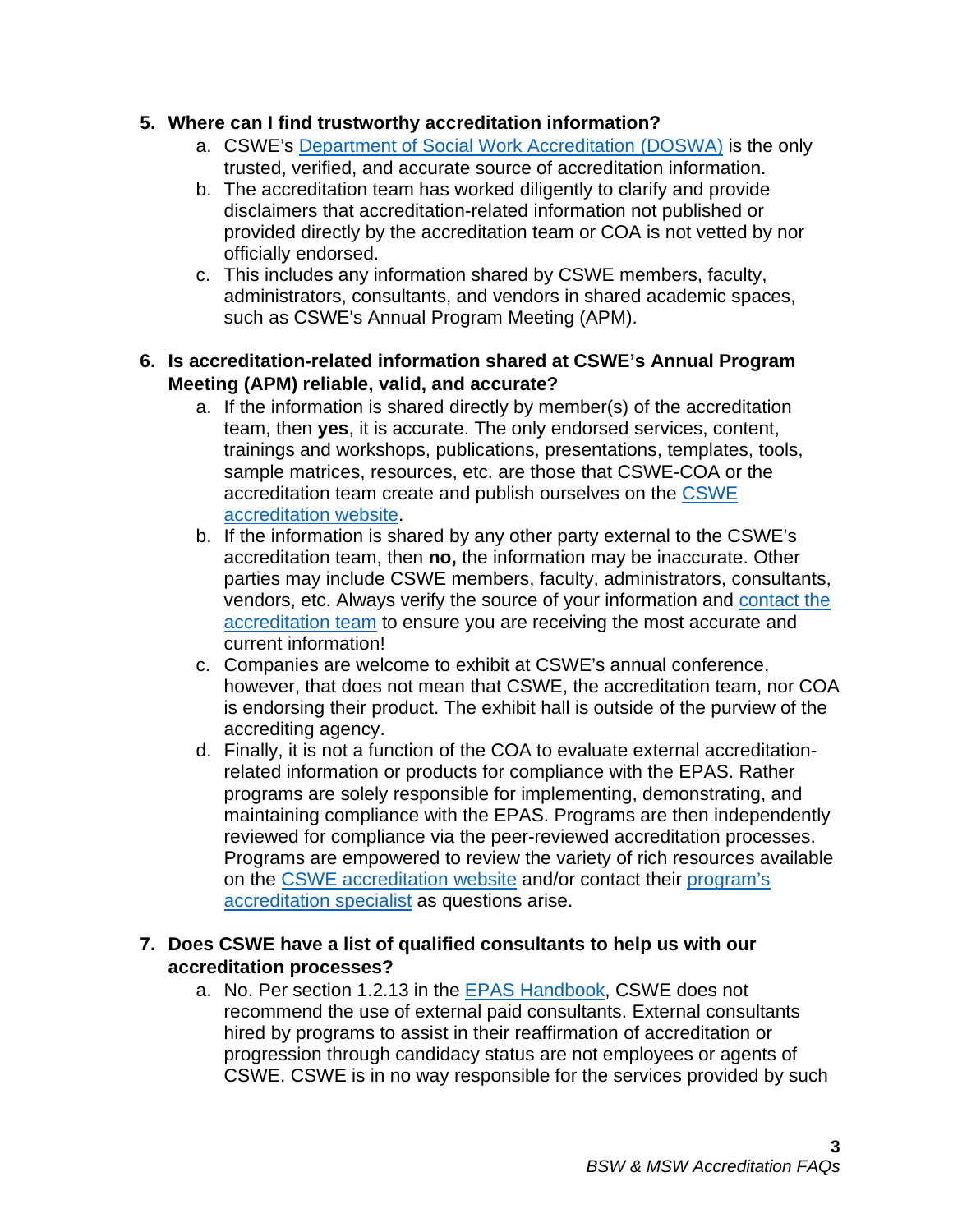5. **Where can I find trustworthy accreditation information?**
    a. CSWE's Department of Social Work Accreditation (DOSWA) is the only trusted, verified, and accurate source of accreditation information.
    b. The accreditation team has worked diligently to clarify and provide disclaimers that accreditation-related information not published or provided directly by the accreditation team or COA is not vetted by nor officially endorsed.
    c. This includes any information shared by CSWE members, faculty, administrators, consultants, and vendors in shared academic spaces, such as CSWE's Annual Program Meeting (APM).

6. **Is accreditation-related information shared at CSWE's Annual Program Meeting (APM) reliable, valid, and accurate?**
    a. If the information is shared directly by member(s) of the accreditation team, then **yes**, it is accurate. The only endorsed services, content, trainings and workshops, publications, presentations, templates, tools, sample matrices, resources, etc. are those that CSWE-COA or the accreditation team create and publish ourselves on the CSWE accreditation website.
    b. If the information is shared by any other party external to the CSWE's accreditation team, then **no,** the information may be inaccurate. Other parties may include CSWE members, faculty, administrators, consultants, vendors, etc. Always verify the source of your information and contact the accreditation team to ensure you are receiving the most accurate and current information!
    c. Companies are welcome to exhibit at CSWE's annual conference, however, that does not mean that CSWE, the accreditation team, nor COA is endorsing their product. The exhibit hall is outside of the purview of the accrediting agency.
    d. Finally, it is not a function of the COA to evaluate external accreditation-related information or products for compliance with the EPAS. Rather programs are solely responsible for implementing, demonstrating, and maintaining compliance with the EPAS. Programs are then independently reviewed for compliance via the peer-reviewed accreditation processes. Programs are empowered to review the variety of rich resources available on the CSWE accreditation website and/or contact their program's accreditation specialist as questions arise.

7. **Does CSWE have a list of qualified consultants to help us with our accreditation processes?**
    a. No. Per section 1.2.13 in the EPAS Handbook, CSWE does not recommend the use of external paid consultants. External consultants hired by programs to assist in their reaffirmation of accreditation or progression through candidacy status are not employees or agents of CSWE. CSWE is in no way responsible for the services provided by such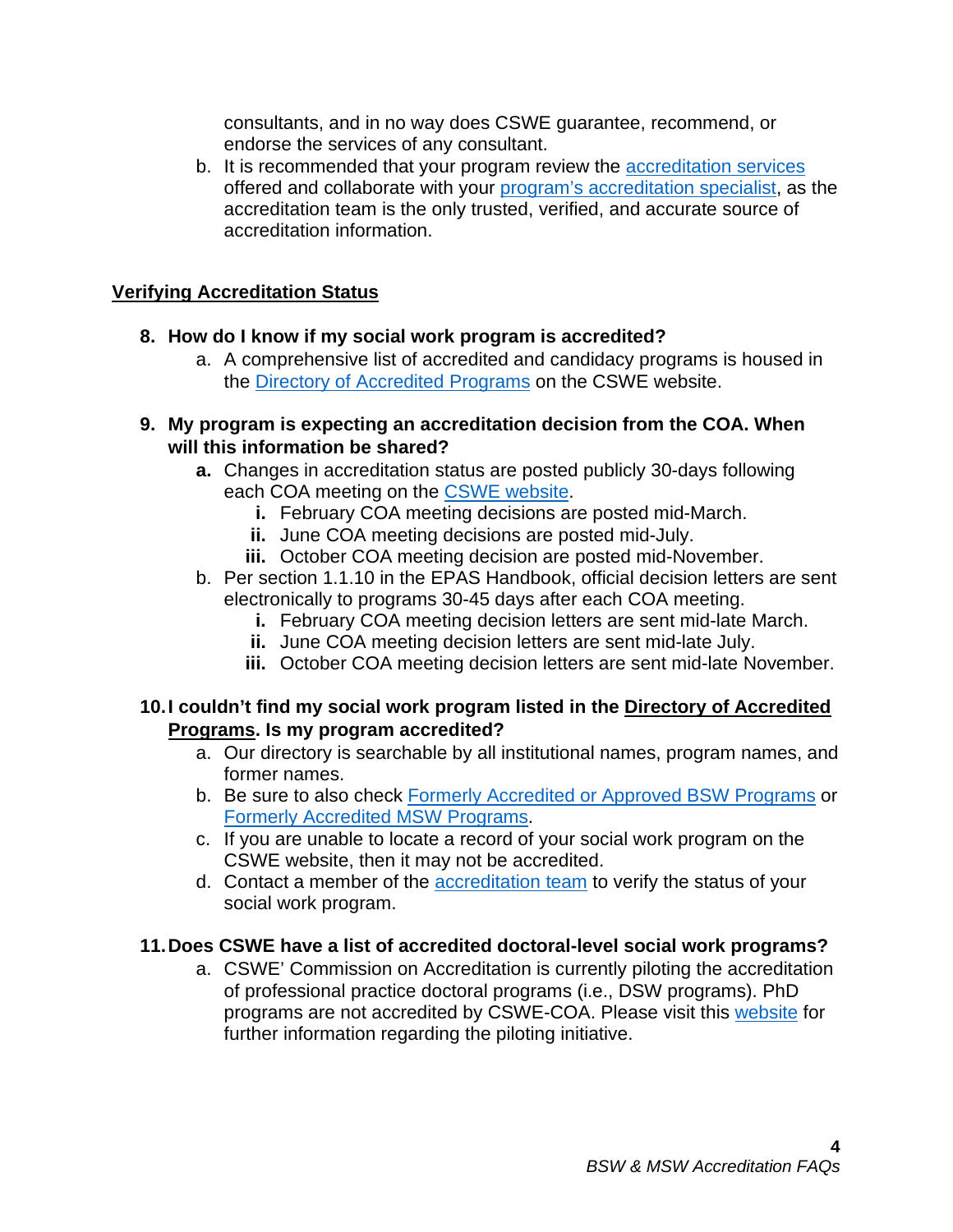consultants, and in no way does CSWE guarantee, recommend, or endorse the services of any consultant.

   b. It is recommended that your program review the accreditation services offered and collaborate with your program's accreditation specialist, as the accreditation team is the only trusted, verified, and accurate source of accreditation information.

## Verifying Accreditation Status

8. **How do I know if my social work program is accredited?**
   a. A comprehensive list of accredited and candidacy programs is housed in the Directory of Accredited Programs on the CSWE website.

9. **My program is expecting an accreditation decision from the COA. When will this information be shared?**
   a. Changes in accreditation status are posted publicly 30-days following each COA meeting on the CSWE website.
      i. February COA meeting decisions are posted mid-March.
      ii. June COA meeting decisions are posted mid-July.
      iii. October COA meeting decision are posted mid-November.
   b. Per section 1.1.10 in the EPAS Handbook, official decision letters are sent electronically to programs 30-45 days after each COA meeting.
      i. February COA meeting decision letters are sent mid-late March.
      ii. June COA meeting decision letters are sent mid-late July.
      iii. October COA meeting decision letters are sent mid-late November.

10. **I couldn't find my social work program listed in the Directory of Accredited Programs. Is my program accredited?**
    a. Our directory is searchable by all institutional names, program names, and former names.
    b. Be sure to also check Formerly Accredited or Approved BSW Programs or Formerly Accredited MSW Programs.
    c. If you are unable to locate a record of your social work program on the CSWE website, then it may not be accredited.
    d. Contact a member of the accreditation team to verify the status of your social work program.

11. **Does CSWE have a list of accredited doctoral-level social work programs?**
    a. CSWE' Commission on Accreditation is currently piloting the accreditation of professional practice doctoral programs (i.e., DSW programs). PhD programs are not accredited by CSWE-COA. Please visit this website for further information regarding the piloting initiative.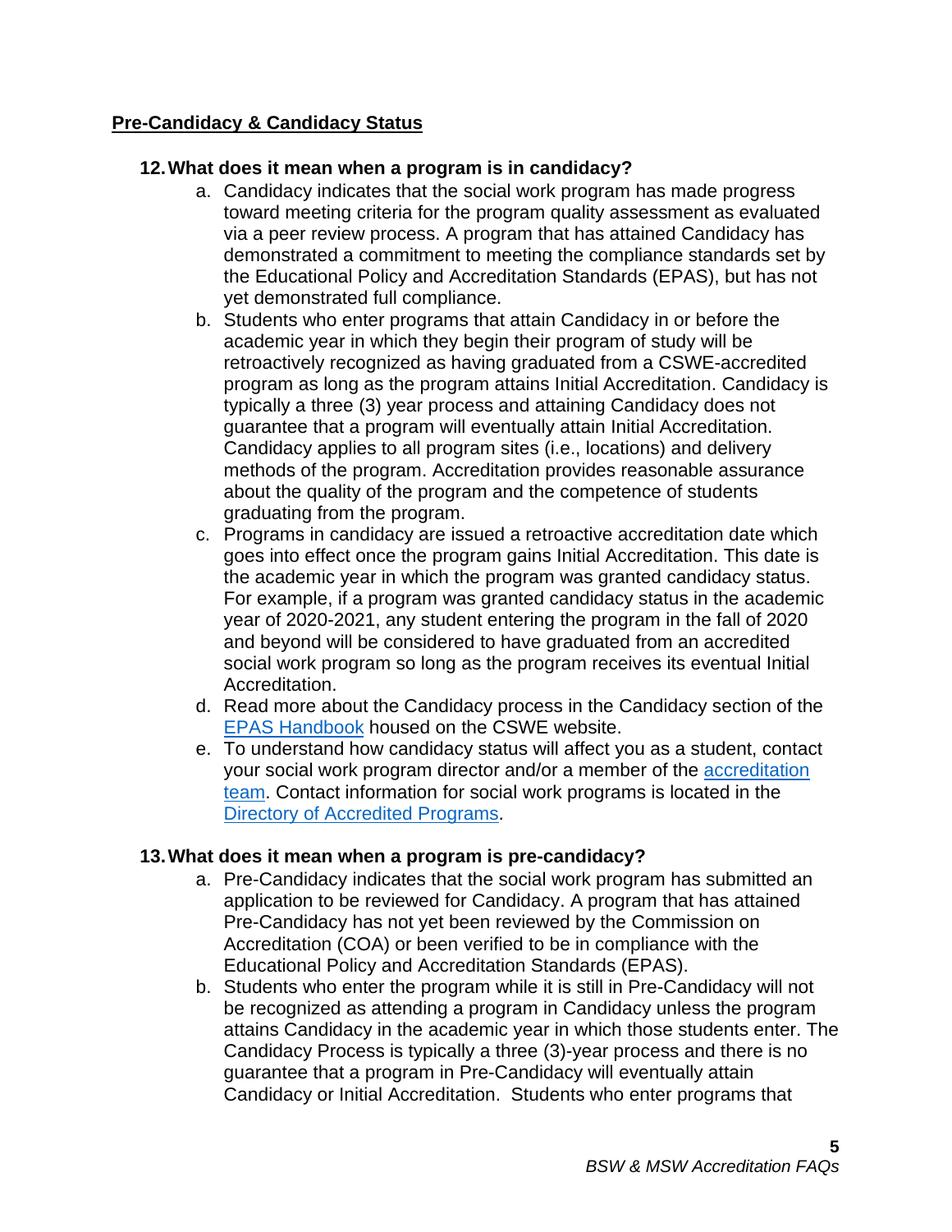## Pre-Candidacy & Candidacy Status

**12. What does it mean when a program is in candidacy?**

a. Candidacy indicates that the social work program has made progress toward meeting criteria for the program quality assessment as evaluated via a peer review process. A program that has attained Candidacy has demonstrated a commitment to meeting the compliance standards set by the Educational Policy and Accreditation Standards (EPAS), but has not yet demonstrated full compliance.

b. Students who enter programs that attain Candidacy in or before the academic year in which they begin their program of study will be retroactively recognized as having graduated from a CSWE-accredited program as long as the program attains Initial Accreditation. Candidacy is typically a three (3) year process and attaining Candidacy does not guarantee that a program will eventually attain Initial Accreditation. Candidacy applies to all program sites (i.e., locations) and delivery methods of the program. Accreditation provides reasonable assurance about the quality of the program and the competence of students graduating from the program.

c. Programs in candidacy are issued a retroactive accreditation date which goes into effect once the program gains Initial Accreditation. This date is the academic year in which the program was granted candidacy status. For example, if a program was granted candidacy status in the academic year of 2020-2021, any student entering the program in the fall of 2020 and beyond will be considered to have graduated from an accredited social work program so long as the program receives its eventual Initial Accreditation.

d. Read more about the Candidacy process in the Candidacy section of the EPAS Handbook housed on the CSWE website.

e. To understand how candidacy status will affect you as a student, contact your social work program director and/or a member of the accreditation team. Contact information for social work programs is located in the Directory of Accredited Programs.

**13. What does it mean when a program is pre-candidacy?**

a. Pre-Candidacy indicates that the social work program has submitted an application to be reviewed for Candidacy. A program that has attained Pre-Candidacy has not yet been reviewed by the Commission on Accreditation (COA) or been verified to be in compliance with the Educational Policy and Accreditation Standards (EPAS).

b. Students who enter the program while it is still in Pre-Candidacy will not be recognized as attending a program in Candidacy unless the program attains Candidacy in the academic year in which those students enter. The Candidacy Process is typically a three (3)-year process and there is no guarantee that a program in Pre-Candidacy will eventually attain Candidacy or Initial Accreditation. Students who enter programs that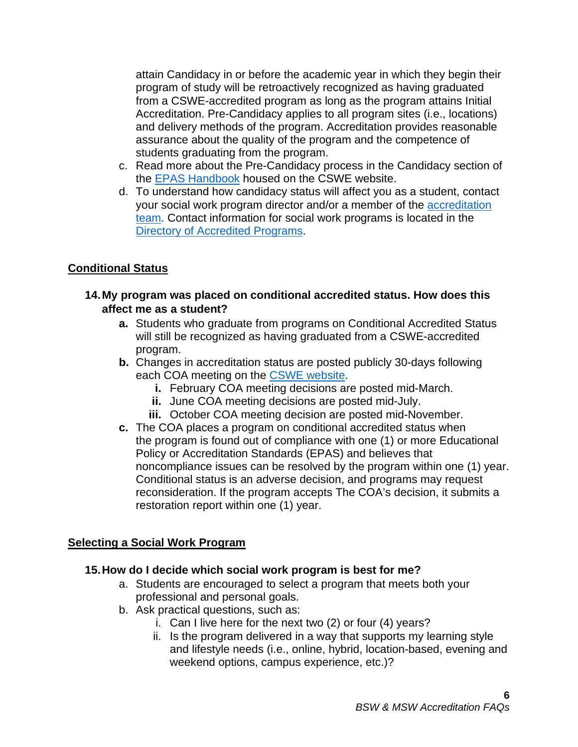attain Candidacy in or before the academic year in which they begin their program of study will be retroactively recognized as having graduated from a CSWE-accredited program as long as the program attains Initial Accreditation. Pre-Candidacy applies to all program sites (i.e., locations) and delivery methods of the program. Accreditation provides reasonable assurance about the quality of the program and the competence of students graduating from the program.

c. Read more about the Pre-Candidacy process in the Candidacy section of the [EPAS Handbook]() housed on the CSWE website.
d. To understand how candidacy status will affect you as a student, contact your social work program director and/or a member of the [accreditation team](). Contact information for social work programs is located in the [Directory of Accredited Programs]().

## Conditional Status

### 14. My program was placed on conditional accredited status. How does this affect me as a student?

**a.** Students who graduate from programs on Conditional Accredited Status will still be recognized as having graduated from a CSWE-accredited program.

**b.** Changes in accreditation status are posted publicly 30-days following each COA meeting on the [CSWE website]().

  **i.** February COA meeting decisions are posted mid-March.
  **ii.** June COA meeting decisions are posted mid-July.
  **iii.** October COA meeting decision are posted mid-November.

**c.** The COA places a program on conditional accredited status when the program is found out of compliance with one (1) or more Educational Policy or Accreditation Standards (EPAS) and believes that noncompliance issues can be resolved by the program within one (1) year. Conditional status is an adverse decision, and programs may request reconsideration. If the program accepts The COA's decision, it submits a restoration report within one (1) year.

## Selecting a Social Work Program

### 15. How do I decide which social work program is best for me?

a. Students are encouraged to select a program that meets both your professional and personal goals.
b. Ask practical questions, such as:
   i. Can I live here for the next two (2) or four (4) years?
   ii. Is the program delivered in a way that supports my learning style and lifestyle needs (i.e., online, hybrid, location-based, evening and weekend options, campus experience, etc.)?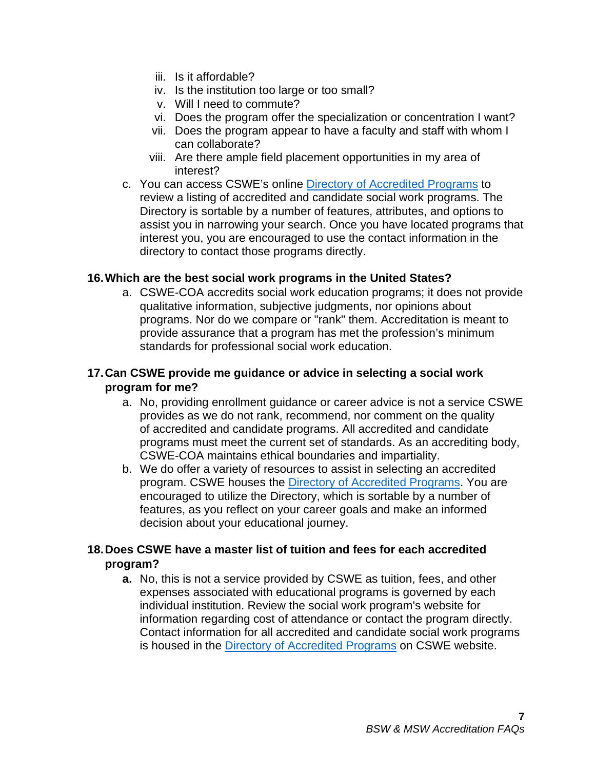iii. Is it affordable?
   iv. Is the institution too large or too small?
   v. Will I need to commute?
   vi. Does the program offer the specialization or concentration I want?
   vii. Does the program appear to have a faculty and staff with whom I can collaborate?
   viii. Are there ample field placement opportunities in my area of interest?

c. You can access CSWE's online Directory of Accredited Programs to review a listing of accredited and candidate social work programs. The Directory is sortable by a number of features, attributes, and options to assist you in narrowing your search. Once you have located programs that interest you, you are encouraged to use the contact information in the directory to contact those programs directly.

### 16. Which are the best social work programs in the United States?

a. CSWE-COA accredits social work education programs; it does not provide qualitative information, subjective judgments, nor opinions about programs. Nor do we compare or "rank" them. Accreditation is meant to provide assurance that a program has met the profession's minimum standards for professional social work education.

### 17. Can CSWE provide me guidance or advice in selecting a social work program for me?

a. No, providing enrollment guidance or career advice is not a service CSWE provides as we do not rank, recommend, nor comment on the quality of accredited and candidate programs. All accredited and candidate programs must meet the current set of standards. As an accrediting body, CSWE-COA maintains ethical boundaries and impartiality.

b. We do offer a variety of resources to assist in selecting an accredited program. CSWE houses the Directory of Accredited Programs. You are encouraged to utilize the Directory, which is sortable by a number of features, as you reflect on your career goals and make an informed decision about your educational journey.

### 18. Does CSWE have a master list of tuition and fees for each accredited program?

**a.** No, this is not a service provided by CSWE as tuition, fees, and other expenses associated with educational programs is governed by each individual institution. Review the social work program's website for information regarding cost of attendance or contact the program directly. Contact information for all accredited and candidate social work programs is housed in the Directory of Accredited Programs on CSWE website.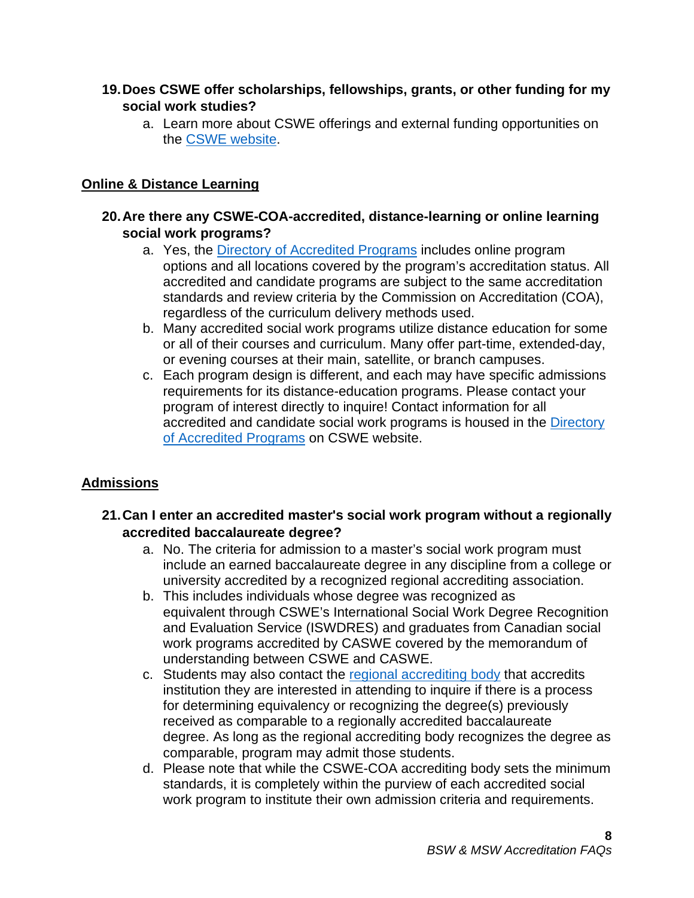19. **Does CSWE offer scholarships, fellowships, grants, or other funding for my social work studies?**
    a. Learn more about CSWE offerings and external funding opportunities on the CSWE website.

## Online & Distance Learning

20. **Are there any CSWE-COA-accredited, distance-learning or online learning social work programs?**
    a. Yes, the Directory of Accredited Programs includes online program options and all locations covered by the program's accreditation status. All accredited and candidate programs are subject to the same accreditation standards and review criteria by the Commission on Accreditation (COA), regardless of the curriculum delivery methods used.
    b. Many accredited social work programs utilize distance education for some or all of their courses and curriculum. Many offer part-time, extended-day, or evening courses at their main, satellite, or branch campuses.
    c. Each program design is different, and each may have specific admissions requirements for its distance-education programs. Please contact your program of interest directly to inquire! Contact information for all accredited and candidate social work programs is housed in the Directory of Accredited Programs on CSWE website.

## Admissions

21. **Can I enter an accredited master's social work program without a regionally accredited baccalaureate degree?**
    a. No. The criteria for admission to a master's social work program must include an earned baccalaureate degree in any discipline from a college or university accredited by a recognized regional accrediting association.
    b. This includes individuals whose degree was recognized as equivalent through CSWE's International Social Work Degree Recognition and Evaluation Service (ISWDRES) and graduates from Canadian social work programs accredited by CASWE covered by the memorandum of understanding between CSWE and CASWE.
    c. Students may also contact the regional accrediting body that accredits institution they are interested in attending to inquire if there is a process for determining equivalency or recognizing the degree(s) previously received as comparable to a regionally accredited baccalaureate degree. As long as the regional accrediting body recognizes the degree as comparable, program may admit those students.
    d. Please note that while the CSWE-COA accrediting body sets the minimum standards, it is completely within the purview of each accredited social work program to institute their own admission criteria and requirements.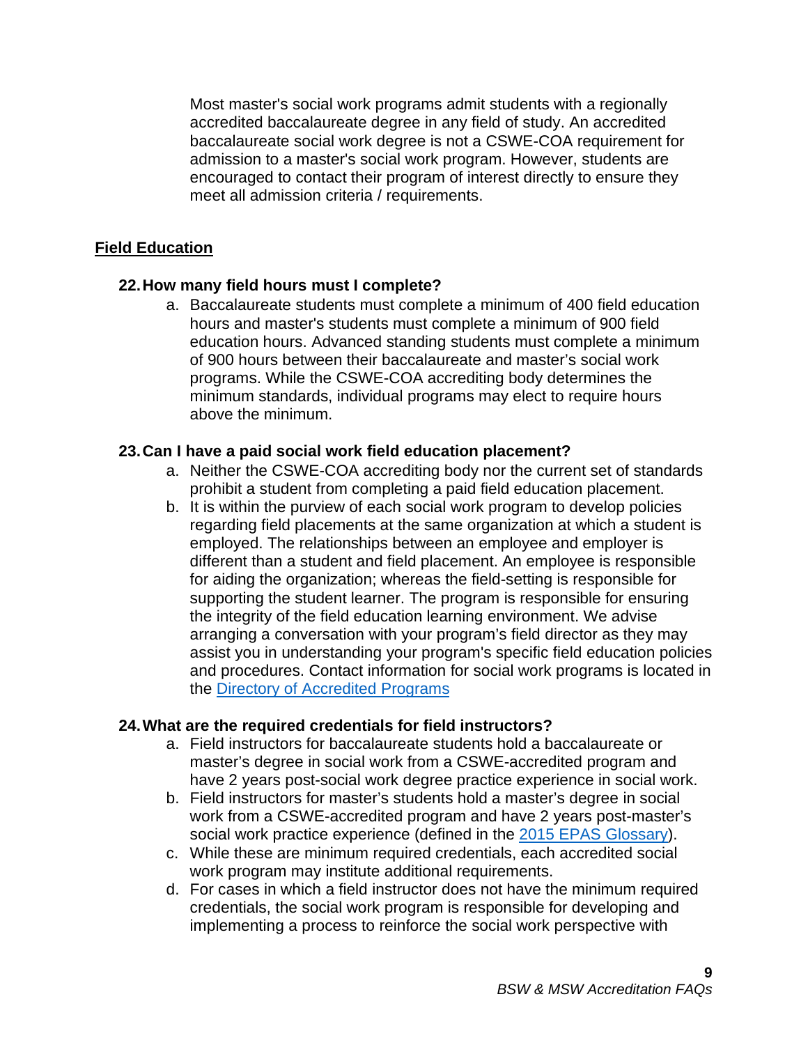Most master's social work programs admit students with a regionally accredited baccalaureate degree in any field of study. An accredited baccalaureate social work degree is not a CSWE-COA requirement for admission to a master's social work program. However, students are encouraged to contact their program of interest directly to ensure they meet all admission criteria / requirements.

## Field Education

### 22. How many field hours must I complete?

a. Baccalaureate students must complete a minimum of 400 field education hours and master's students must complete a minimum of 900 field education hours. Advanced standing students must complete a minimum of 900 hours between their baccalaureate and master's social work programs. While the CSWE-COA accrediting body determines the minimum standards, individual programs may elect to require hours above the minimum.

### 23. Can I have a paid social work field education placement?

a. Neither the CSWE-COA accrediting body nor the current set of standards prohibit a student from completing a paid field education placement.
b. It is within the purview of each social work program to develop policies regarding field placements at the same organization at which a student is employed. The relationships between an employee and employer is different than a student and field placement. An employee is responsible for aiding the organization; whereas the field-setting is responsible for supporting the student learner. The program is responsible for ensuring the integrity of the field education learning environment. We advise arranging a conversation with your program's field director as they may assist you in understanding your program's specific field education policies and procedures. Contact information for social work programs is located in the Directory of Accredited Programs

### 24. What are the required credentials for field instructors?

a. Field instructors for baccalaureate students hold a baccalaureate or master's degree in social work from a CSWE-accredited program and have 2 years post-social work degree practice experience in social work.
b. Field instructors for master's students hold a master's degree in social work from a CSWE-accredited program and have 2 years post-master's social work practice experience (defined in the 2015 EPAS Glossary).
c. While these are minimum required credentials, each accredited social work program may institute additional requirements.
d. For cases in which a field instructor does not have the minimum required credentials, the social work program is responsible for developing and implementing a process to reinforce the social work perspective with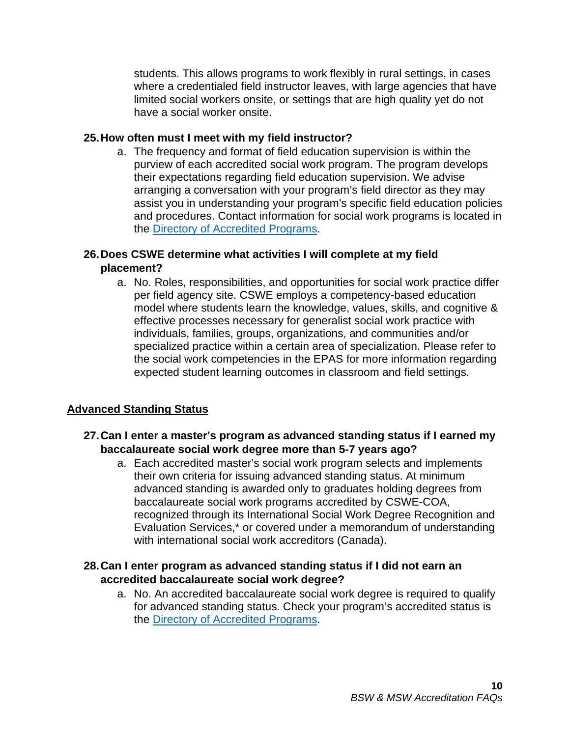students. This allows programs to work flexibly in rural settings, in cases where a credentialed field instructor leaves, with large agencies that have limited social workers onsite, or settings that are high quality yet do not have a social worker onsite.

**25. How often must I meet with my field instructor?**

a. The frequency and format of field education supervision is within the purview of each accredited social work program. The program develops their expectations regarding field education supervision. We advise arranging a conversation with your program's field director as they may assist you in understanding your program's specific field education policies and procedures. Contact information for social work programs is located in the [Directory of Accredited Programs](#).

**26. Does CSWE determine what activities I will complete at my field placement?**

a. No. Roles, responsibilities, and opportunities for social work practice differ per field agency site. CSWE employs a competency-based education model where students learn the knowledge, values, skills, and cognitive & effective processes necessary for generalist social work practice with individuals, families, groups, organizations, and communities and/or specialized practice within a certain area of specialization. Please refer to the social work competencies in the EPAS for more information regarding expected student learning outcomes in classroom and field settings.

## Advanced Standing Status

**27. Can I enter a master's program as advanced standing status if I earned my baccalaureate social work degree more than 5-7 years ago?**

a. Each accredited master's social work program selects and implements their own criteria for issuing advanced standing status. At minimum advanced standing is awarded only to graduates holding degrees from baccalaureate social work programs accredited by CSWE-COA, recognized through its International Social Work Degree Recognition and Evaluation Services,* or covered under a memorandum of understanding with international social work accreditors (Canada).

**28. Can I enter program as advanced standing status if I did not earn an accredited baccalaureate social work degree?**

a. No. An accredited baccalaureate social work degree is required to qualify for advanced standing status. Check your program's accredited status is the [Directory of Accredited Programs](#).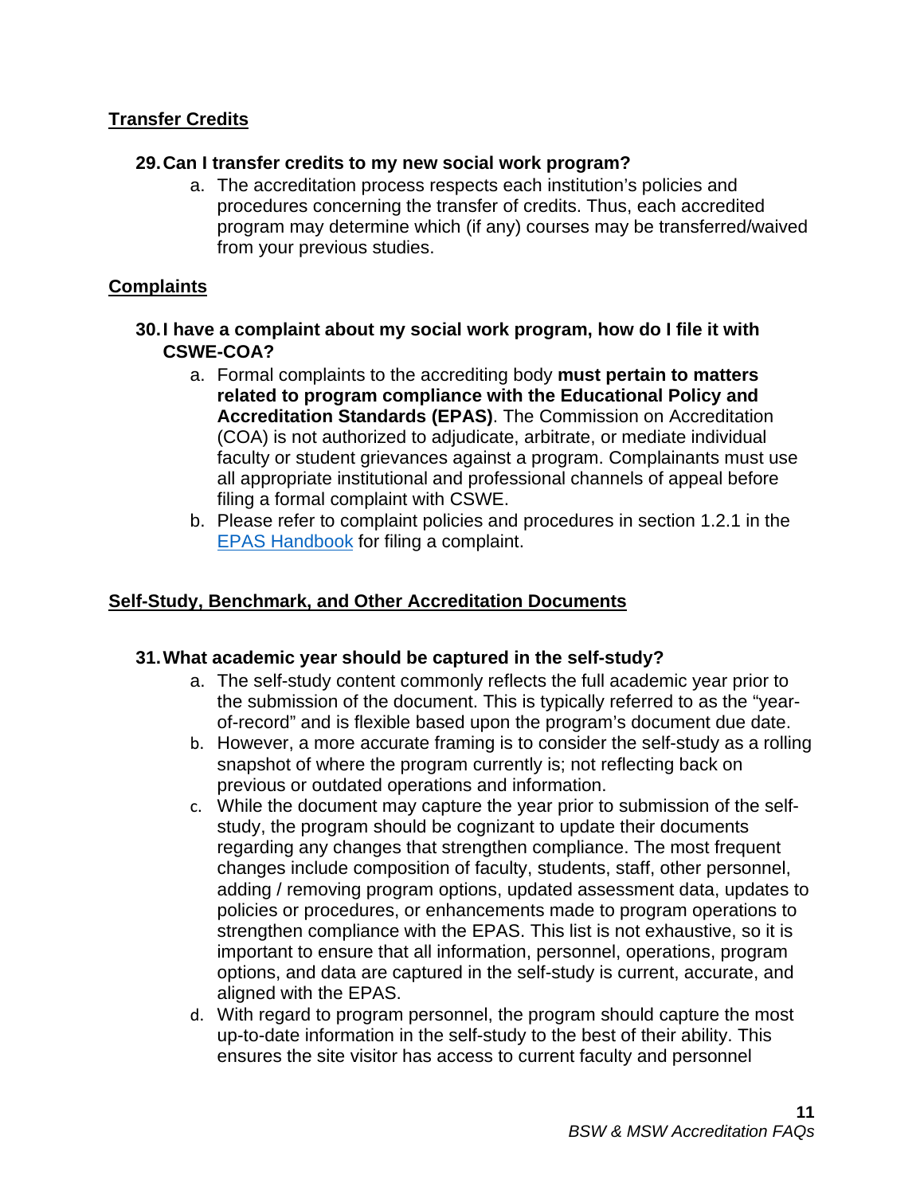## Transfer Credits

### 29. Can I transfer credits to my new social work program?

a. The accreditation process respects each institution's policies and procedures concerning the transfer of credits. Thus, each accredited program may determine which (if any) courses may be transferred/waived from your previous studies.

## Complaints

### 30. I have a complaint about my social work program, how do I file it with CSWE-COA?

a. Formal complaints to the accrediting body **must pertain to matters related to program compliance with the Educational Policy and Accreditation Standards (EPAS)**. The Commission on Accreditation (COA) is not authorized to adjudicate, arbitrate, or mediate individual faculty or student grievances against a program. Complainants must use all appropriate institutional and professional channels of appeal before filing a formal complaint with CSWE.

b. Please refer to complaint policies and procedures in section 1.2.1 in the [EPAS Handbook] for filing a complaint.

## Self-Study, Benchmark, and Other Accreditation Documents

### 31. What academic year should be captured in the self-study?

a. The self-study content commonly reflects the full academic year prior to the submission of the document. This is typically referred to as the "year-of-record" and is flexible based upon the program's document due date.

b. However, a more accurate framing is to consider the self-study as a rolling snapshot of where the program currently is; not reflecting back on previous or outdated operations and information.

c. While the document may capture the year prior to submission of the self-study, the program should be cognizant to update their documents regarding any changes that strengthen compliance. The most frequent changes include composition of faculty, students, staff, other personnel, adding / removing program options, updated assessment data, updates to policies or procedures, or enhancements made to program operations to strengthen compliance with the EPAS. This list is not exhaustive, so it is important to ensure that all information, personnel, operations, program options, and data are captured in the self-study is current, accurate, and aligned with the EPAS.

d. With regard to program personnel, the program should capture the most up-to-date information in the self-study to the best of their ability. This ensures the site visitor has access to current faculty and personnel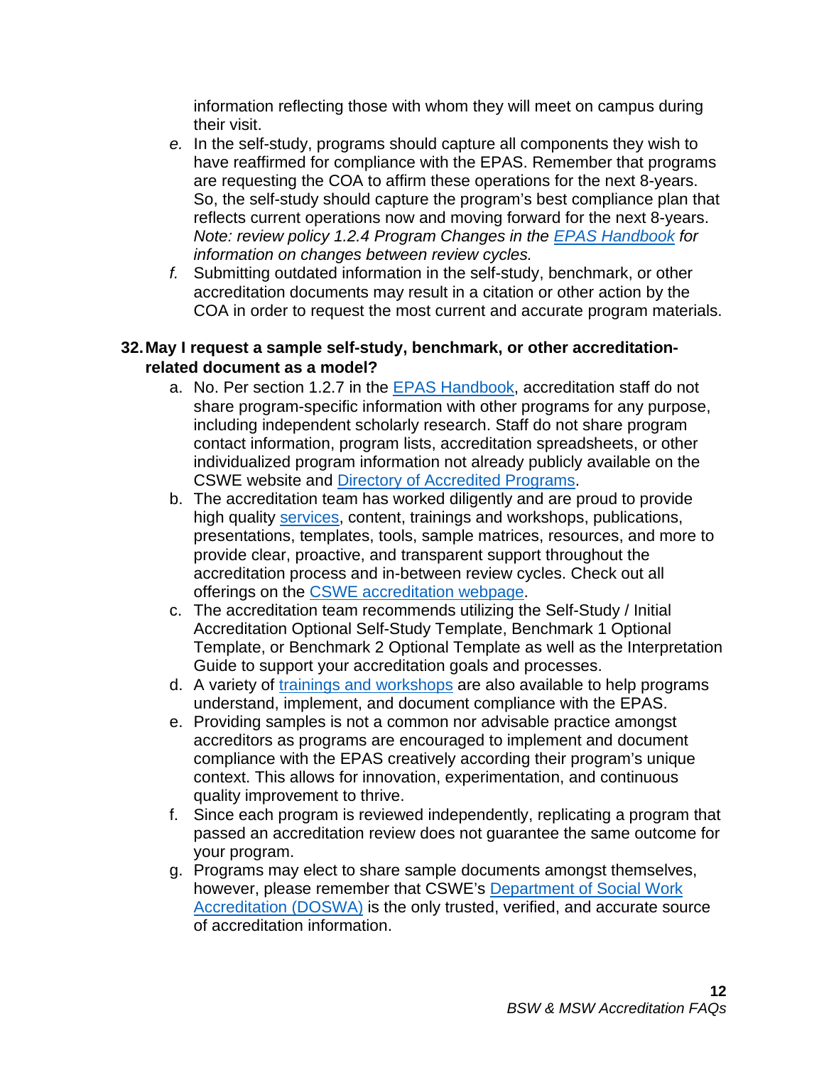information reflecting those with whom they will meet on campus during their visit.

*e.* In the self-study, programs should capture all components they wish to have reaffirmed for compliance with the EPAS. Remember that programs are requesting the COA to affirm these operations for the next 8-years. So, the self-study should capture the program's best compliance plan that reflects current operations now and moving forward for the next 8-years. *Note: review policy 1.2.4 Program Changes in the [EPAS Handbook](#) for information on changes between review cycles.*

*f.* Submitting outdated information in the self-study, benchmark, or other accreditation documents may result in a citation or other action by the COA in order to request the most current and accurate program materials.

**32. May I request a sample self-study, benchmark, or other accreditation-related document as a model?**

a. No. Per section 1.2.7 in the [EPAS Handbook](#), accreditation staff do not share program-specific information with other programs for any purpose, including independent scholarly research. Staff do not share program contact information, program lists, accreditation spreadsheets, or other individualized program information not already publicly available on the CSWE website and [Directory of Accredited Programs](#).

b. The accreditation team has worked diligently and are proud to provide high quality [services](#), content, trainings and workshops, publications, presentations, templates, tools, sample matrices, resources, and more to provide clear, proactive, and transparent support throughout the accreditation process and in-between review cycles. Check out all offerings on the [CSWE accreditation webpage](#).

c. The accreditation team recommends utilizing the Self-Study / Initial Accreditation Optional Self-Study Template, Benchmark 1 Optional Template, or Benchmark 2 Optional Template as well as the Interpretation Guide to support your accreditation goals and processes.

d. A variety of [trainings and workshops](#) are also available to help programs understand, implement, and document compliance with the EPAS.

e. Providing samples is not a common nor advisable practice amongst accreditors as programs are encouraged to implement and document compliance with the EPAS creatively according their program's unique context. This allows for innovation, experimentation, and continuous quality improvement to thrive.

f. Since each program is reviewed independently, replicating a program that passed an accreditation review does not guarantee the same outcome for your program.

g. Programs may elect to share sample documents amongst themselves, however, please remember that CSWE's [Department of Social Work Accreditation (DOSWA)](#) is the only trusted, verified, and accurate source of accreditation information.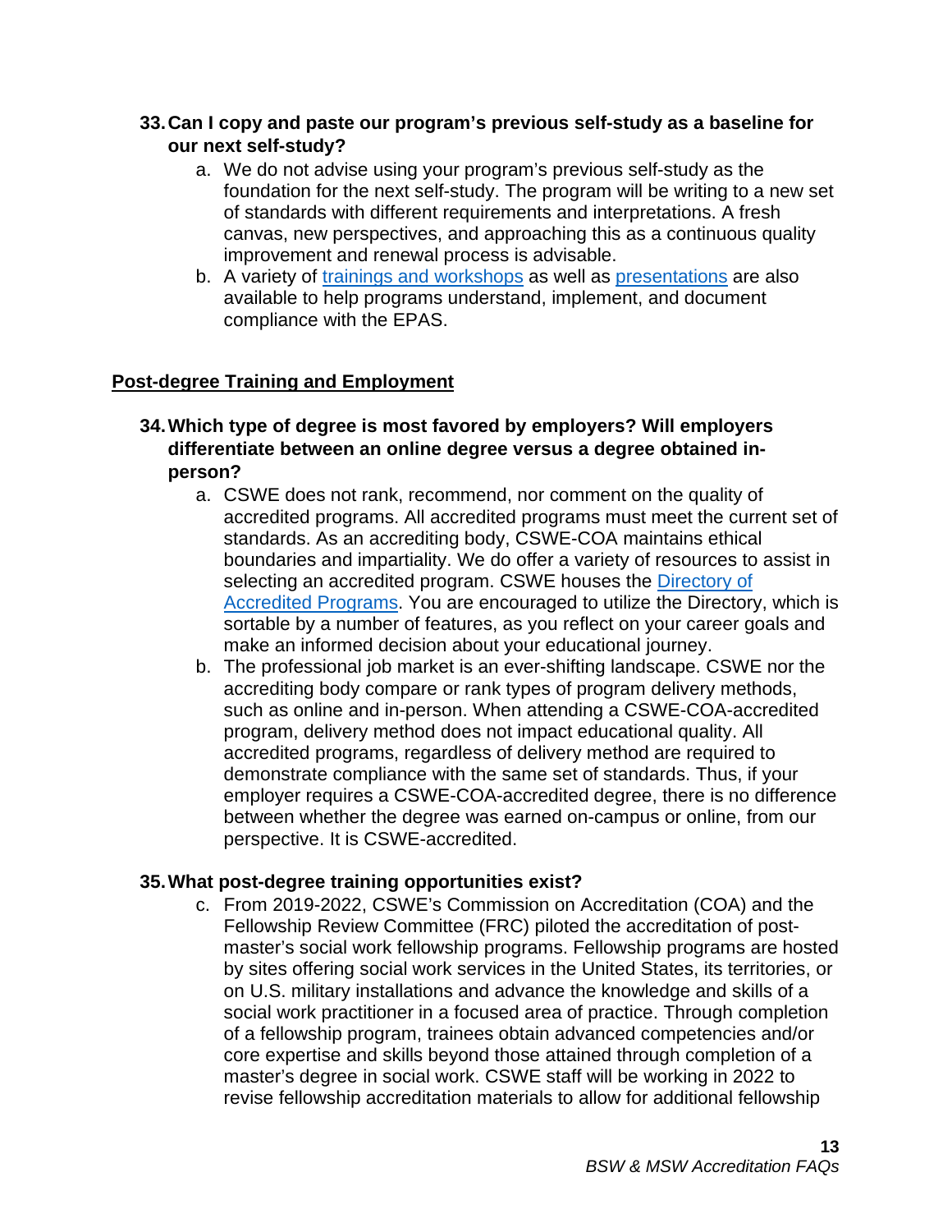**33. Can I copy and paste our program's previous self-study as a baseline for our next self-study?**

   a. We do not advise using your program's previous self-study as the foundation for the next self-study. The program will be writing to a new set of standards with different requirements and interpretations. A fresh canvas, new perspectives, and approaching this as a continuous quality improvement and renewal process is advisable.

   b. A variety of trainings and workshops as well as presentations are also available to help programs understand, implement, and document compliance with the EPAS.

## Post-degree Training and Employment

**34. Which type of degree is most favored by employers? Will employers differentiate between an online degree versus a degree obtained in-person?**

   a. CSWE does not rank, recommend, nor comment on the quality of accredited programs. All accredited programs must meet the current set of standards. As an accrediting body, CSWE-COA maintains ethical boundaries and impartiality. We do offer a variety of resources to assist in selecting an accredited program. CSWE houses the Directory of Accredited Programs. You are encouraged to utilize the Directory, which is sortable by a number of features, as you reflect on your career goals and make an informed decision about your educational journey.

   b. The professional job market is an ever-shifting landscape. CSWE nor the accrediting body compare or rank types of program delivery methods, such as online and in-person. When attending a CSWE-COA-accredited program, delivery method does not impact educational quality. All accredited programs, regardless of delivery method are required to demonstrate compliance with the same set of standards. Thus, if your employer requires a CSWE-COA-accredited degree, there is no difference between whether the degree was earned on-campus or online, from our perspective. It is CSWE-accredited.

**35. What post-degree training opportunities exist?**

   c. From 2019-2022, CSWE's Commission on Accreditation (COA) and the Fellowship Review Committee (FRC) piloted the accreditation of post-master's social work fellowship programs. Fellowship programs are hosted by sites offering social work services in the United States, its territories, or on U.S. military installations and advance the knowledge and skills of a social work practitioner in a focused area of practice. Through completion of a fellowship program, trainees obtain advanced competencies and/or core expertise and skills beyond those attained through completion of a master's degree in social work. CSWE staff will be working in 2022 to revise fellowship accreditation materials to allow for additional fellowship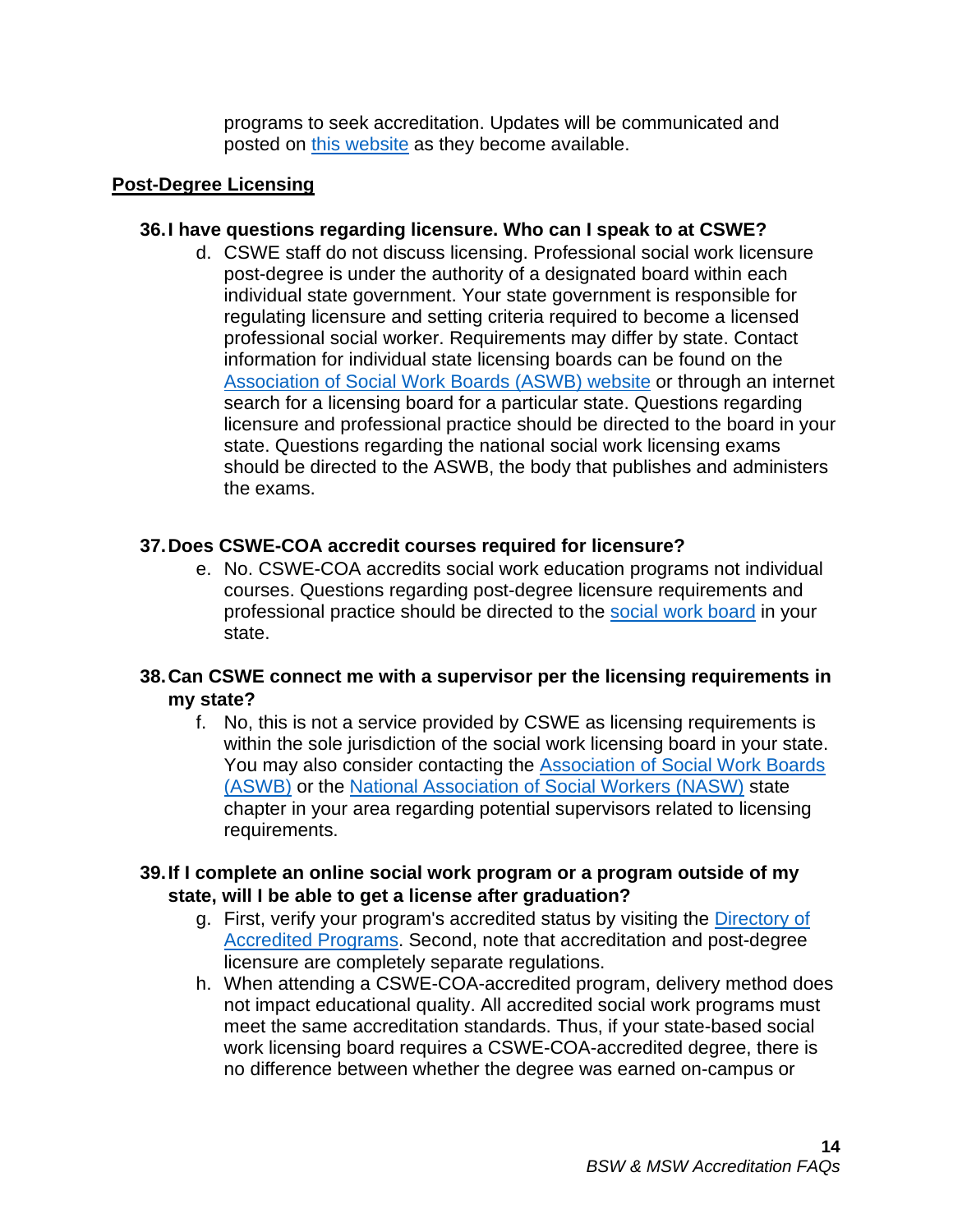programs to seek accreditation. Updates will be communicated and posted on [this website] as they become available.

## Post-Degree Licensing

### 36. I have questions regarding licensure. Who can I speak to at CSWE?

d. CSWE staff do not discuss licensing. Professional social work licensure post-degree is under the authority of a designated board within each individual state government. Your state government is responsible for regulating licensure and setting criteria required to become a licensed professional social worker. Requirements may differ by state. Contact information for individual state licensing boards can be found on the Association of Social Work Boards (ASWB) website or through an internet search for a licensing board for a particular state. Questions regarding licensure and professional practice should be directed to the board in your state. Questions regarding the national social work licensing exams should be directed to the ASWB, the body that publishes and administers the exams.

### 37. Does CSWE-COA accredit courses required for licensure?

e. No. CSWE-COA accredits social work education programs not individual courses. Questions regarding post-degree licensure requirements and professional practice should be directed to the social work board in your state.

### 38. Can CSWE connect me with a supervisor per the licensing requirements in my state?

f. No, this is not a service provided by CSWE as licensing requirements is within the sole jurisdiction of the social work licensing board in your state. You may also consider contacting the Association of Social Work Boards (ASWB) or the National Association of Social Workers (NASW) state chapter in your area regarding potential supervisors related to licensing requirements.

### 39. If I complete an online social work program or a program outside of my state, will I be able to get a license after graduation?

g. First, verify your program's accredited status by visiting the Directory of Accredited Programs. Second, note that accreditation and post-degree licensure are completely separate regulations.

h. When attending a CSWE-COA-accredited program, delivery method does not impact educational quality. All accredited social work programs must meet the same accreditation standards. Thus, if your state-based social work licensing board requires a CSWE-COA-accredited degree, there is no difference between whether the degree was earned on-campus or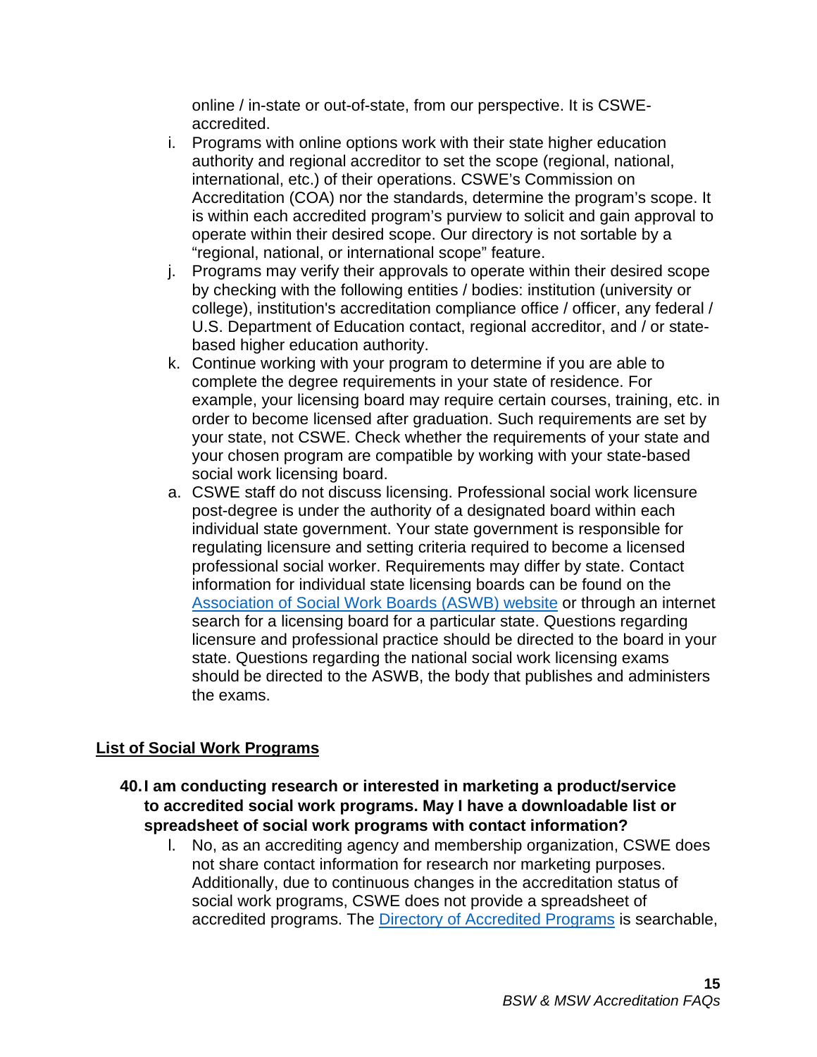online / in-state or out-of-state, from our perspective. It is CSWE-accredited.

i. Programs with online options work with their state higher education authority and regional accreditor to set the scope (regional, national, international, etc.) of their operations. CSWE's Commission on Accreditation (COA) nor the standards, determine the program's scope. It is within each accredited program's purview to solicit and gain approval to operate within their desired scope. Our directory is not sortable by a "regional, national, or international scope" feature.

j. Programs may verify their approvals to operate within their desired scope by checking with the following entities / bodies: institution (university or college), institution's accreditation compliance office / officer, any federal / U.S. Department of Education contact, regional accreditor, and / or state-based higher education authority.

k. Continue working with your program to determine if you are able to complete the degree requirements in your state of residence. For example, your licensing board may require certain courses, training, etc. in order to become licensed after graduation. Such requirements are set by your state, not CSWE. Check whether the requirements of your state and your chosen program are compatible by working with your state-based social work licensing board.

a. CSWE staff do not discuss licensing. Professional social work licensure post-degree is under the authority of a designated board within each individual state government. Your state government is responsible for regulating licensure and setting criteria required to become a licensed professional social worker. Requirements may differ by state. Contact information for individual state licensing boards can be found on the Association of Social Work Boards (ASWB) website or through an internet search for a licensing board for a particular state. Questions regarding licensure and professional practice should be directed to the board in your state. Questions regarding the national social work licensing exams should be directed to the ASWB, the body that publishes and administers the exams.

## List of Social Work Programs

**40. I am conducting research or interested in marketing a product/service to accredited social work programs. May I have a downloadable list or spreadsheet of social work programs with contact information?**

l. No, as an accrediting agency and membership organization, CSWE does not share contact information for research nor marketing purposes. Additionally, due to continuous changes in the accreditation status of social work programs, CSWE does not provide a spreadsheet of accredited programs. The Directory of Accredited Programs is searchable,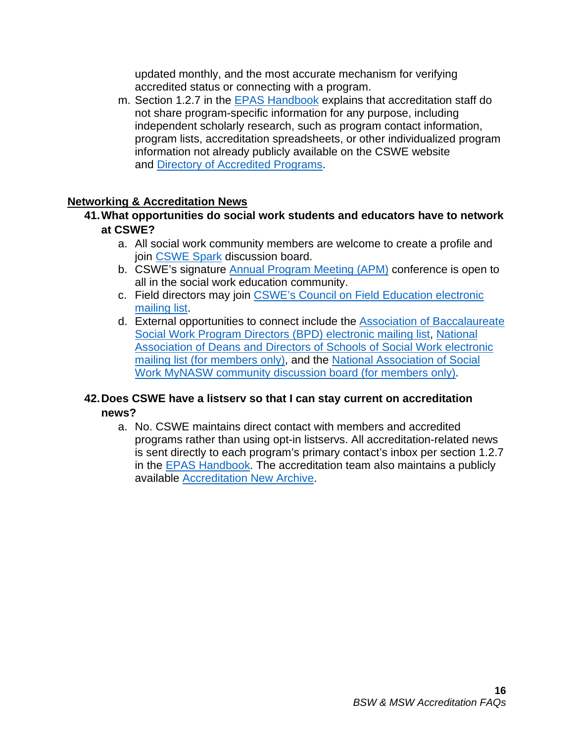updated monthly, and the most accurate mechanism for verifying accredited status or connecting with a program.

m. Section 1.2.7 in the EPAS Handbook explains that accreditation staff do not share program-specific information for any purpose, including independent scholarly research, such as program contact information, program lists, accreditation spreadsheets, or other individualized program information not already publicly available on the CSWE website and Directory of Accredited Programs.

## Networking & Accreditation News

**41. What opportunities do social work students and educators have to network at CSWE?**

a. All social work community members are welcome to create a profile and join CSWE Spark discussion board.
b. CSWE's signature Annual Program Meeting (APM) conference is open to all in the social work education community.
c. Field directors may join CSWE's Council on Field Education electronic mailing list.
d. External opportunities to connect include the Association of Baccalaureate Social Work Program Directors (BPD) electronic mailing list, National Association of Deans and Directors of Schools of Social Work electronic mailing list (for members only), and the National Association of Social Work MyNASW community discussion board (for members only).

**42. Does CSWE have a listserv so that I can stay current on accreditation news?**

a. No. CSWE maintains direct contact with members and accredited programs rather than using opt-in listservs. All accreditation-related news is sent directly to each program's primary contact's inbox per section 1.2.7 in the EPAS Handbook. The accreditation team also maintains a publicly available Accreditation New Archive.